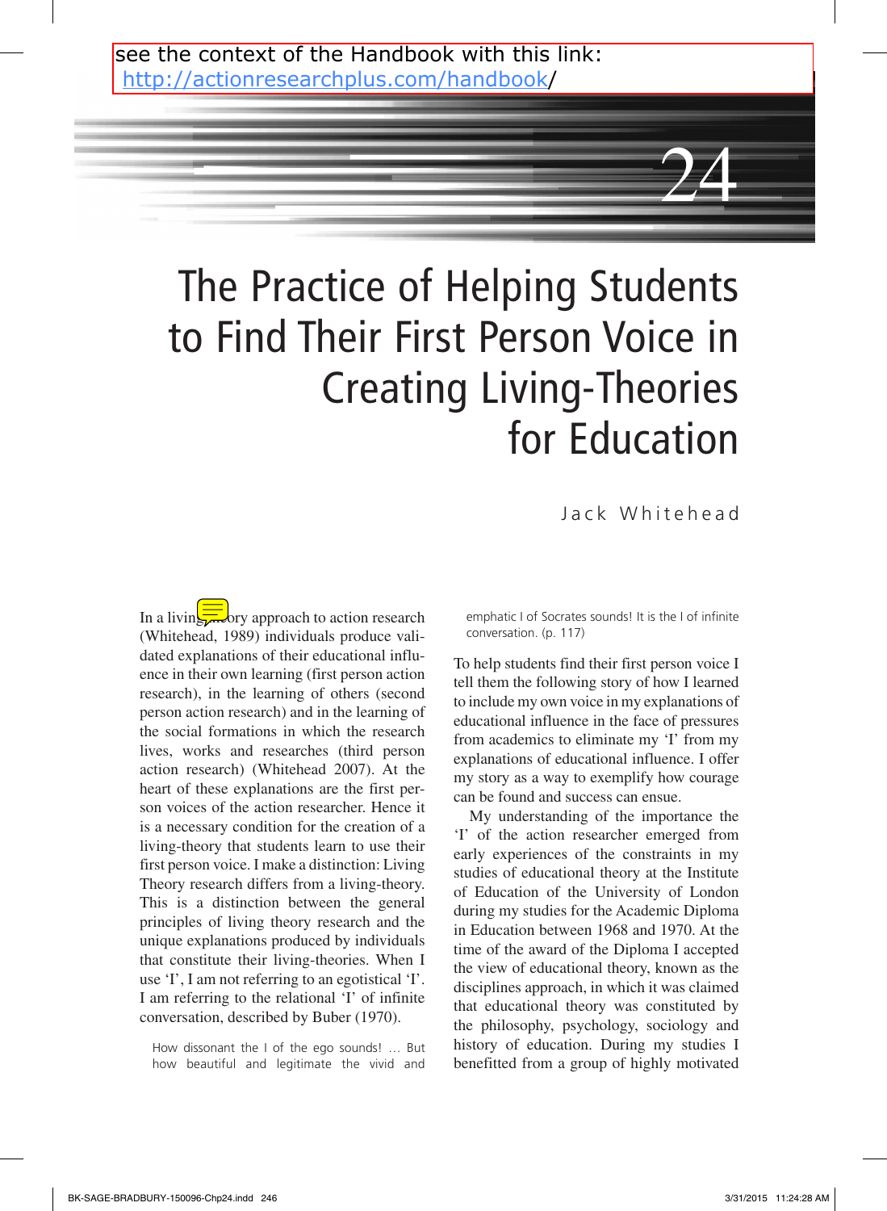see the context of the Handbook with this link: http://actionresearchplus.com/handbook/

# 24

# The Practice of Helping Students to Find Their First Person Voice in Creating Living-Theories for Education

Jack Whitehead

In a living-theory approach to action research (Whitehead, 1989) individuals produce validated explanations of their educational influence in their own learning (first person action research), in the learning of others (second person action research) and in the learning of the social formations in which the research lives, works and researches (third person action research) (Whitehead 2007). At the heart of these explanations are the first person voices of the action researcher. Hence it is a necessary condition for the creation of a living-theory that students learn to use their first person voice. I make a distinction: Living Theory research differs from a living-theory. This is a distinction between the general principles of living theory research and the unique explanations produced by individuals that constitute their living-theories. When I use 'I', I am not referring to an egotistical 'I'. I am referring to the relational 'I' of infinite conversation, described by Buber (1970).

> How dissonant the I of the ego sounds! … But how beautiful and legitimate the vivid and emphatic I of Socrates sounds! It is the I of infinite conversation. (p. 117)

To help students find their first person voice I tell them the following story of how I learned to include my own voice in my explanations of educational influence in the face of pressures from academics to eliminate my 'I' from my explanations of educational influence. I offer my story as a way to exemplify how courage can be found and success can ensue.

My understanding of the importance the 'I' of the action researcher emerged from early experiences of the constraints in my studies of educational theory at the Institute of Education of the University of London during my studies for the Academic Diploma in Education between 1968 and 1970. At the time of the award of the Diploma I accepted the view of educational theory, known as the disciplines approach, in which it was claimed that educational theory was constituted by the philosophy, psychology, sociology and history of education. During my studies I benefitted from a group of highly motivated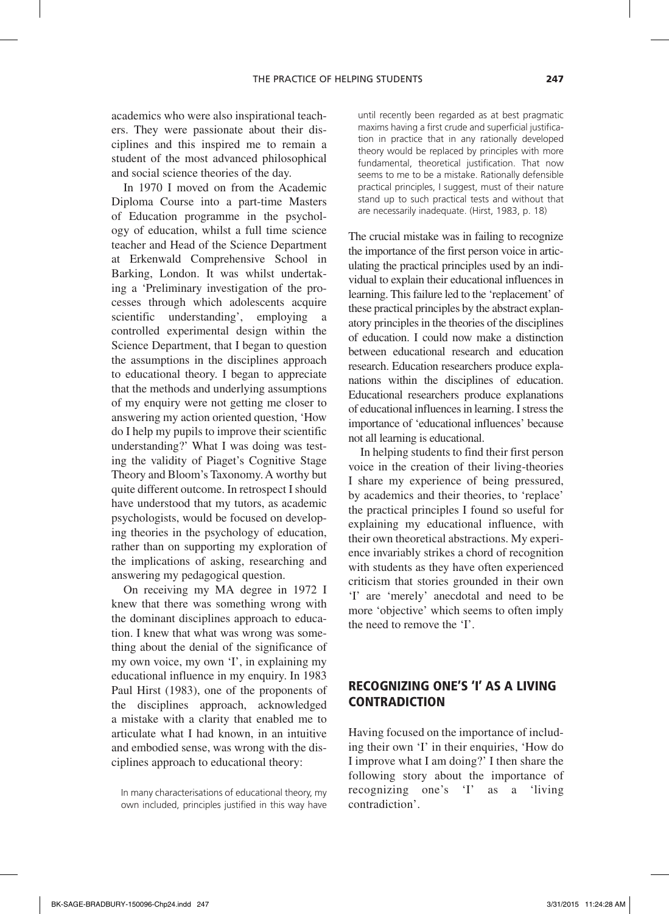academics who were also inspirational teachers. They were passionate about their disciplines and this inspired me to remain a student of the most advanced philosophical and social science theories of the day.

In 1970 I moved on from the Academic Diploma Course into a part-time Masters of Education programme in the psychology of education, whilst a full time science teacher and Head of the Science Department at Erkenwald Comprehensive School in Barking, London. It was whilst undertaking a 'Preliminary investigation of the processes through which adolescents acquire scientific understanding', employing a controlled experimental design within the Science Department, that I began to question the assumptions in the disciplines approach to educational theory. I began to appreciate that the methods and underlying assumptions of my enquiry were not getting me closer to answering my action oriented question, 'How do I help my pupils to improve their scientific understanding?' What I was doing was testing the validity of Piaget's Cognitive Stage Theory and Bloom's Taxonomy. A worthy but quite different outcome. In retrospect I should have understood that my tutors, as academic psychologists, would be focused on developing theories in the psychology of education, rather than on supporting my exploration of the implications of asking, researching and answering my pedagogical question.

On receiving my MA degree in 1972 I knew that there was something wrong with the dominant disciplines approach to education. I knew that what was wrong was something about the denial of the significance of my own voice, my own 'I', in explaining my educational influence in my enquiry. In 1983 Paul Hirst (1983), one of the proponents of the disciplines approach, acknowledged a mistake with a clarity that enabled me to articulate what I had known, in an intuitive and embodied sense, was wrong with the disciplines approach to educational theory:

> In many characterisations of educational theory, my own included, principles justified in this way have until recently been regarded as at best pragmatic maxims having a first crude and superficial justification in practice that in any rationally developed theory would be replaced by principles with more fundamental, theoretical justification. That now seems to me to be a mistake. Rationally defensible practical principles, I suggest, must of their nature stand up to such practical tests and without that are necessarily inadequate. (Hirst, 1983, p. 18)

The crucial mistake was in failing to recognize the importance of the first person voice in articulating the practical principles used by an individual to explain their educational influences in learning. This failure led to the 'replacement' of these practical principles by the abstract explanatory principles in the theories of the disciplines of education. I could now make a distinction between educational research and education research. Education researchers produce explanations within the disciplines of education. Educational researchers produce explanations of educational influences in learning. I stress the importance of 'educational influences' because not all learning is educational.

In helping students to find their first person voice in the creation of their living-theories I share my experience of being pressured, by academics and their theories, to 'replace' the practical principles I found so useful for explaining my educational influence, with their own theoretical abstractions. My experience invariably strikes a chord of recognition with students as they have often experienced criticism that stories grounded in their own 'I' are 'merely' anecdotal and need to be more 'objective' which seems to often imply the need to remove the 'I'.

## RECOGNIZING ONE'S 'I' AS A LIVING CONTRADICTION

Having focused on the importance of including their own 'I' in their enquiries, 'How do I improve what I am doing?' I then share the following story about the importance of recognizing one's 'I' as a 'living contradiction'.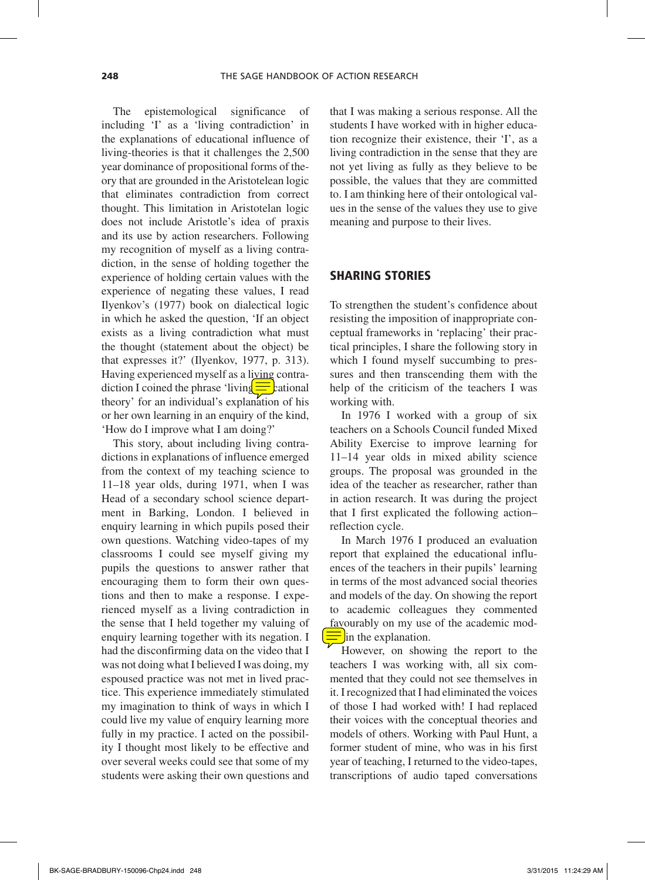The epistemological significance of including 'I' as a 'living contradiction' in the explanations of educational influence of living-theories is that it challenges the 2,500 year dominance of propositional forms of theory that are grounded in the Aristotelean logic that eliminates contradiction from correct thought. This limitation in Aristotelan logic does not include Aristotle's idea of praxis and its use by action researchers. Following my recognition of myself as a living contradiction, in the sense of holding together the experience of holding certain values with the experience of negating these values, I read Ilyenkov's (1977) book on dialectical logic in which he asked the question, 'If an object exists as a living contradiction what must the thought (statement about the object) be that expresses it?' (Ilyenkov, 1977, p. 313). Having experienced myself as a living contradiction I coined the phrase 'living educational theory' for an individual's explanation of his or her own learning in an enquiry of the kind, 'How do I improve what I am doing?'

This story, about including living contradictions in explanations of influence emerged from the context of my teaching science to 11–18 year olds, during 1971, when I was Head of a secondary school science department in Barking, London. I believed in enquiry learning in which pupils posed their own questions. Watching video-tapes of my classrooms I could see myself giving my pupils the questions to answer rather that encouraging them to form their own questions and then to make a response. I experienced myself as a living contradiction in the sense that I held together my valuing of enquiry learning together with its negation. I had the disconfirming data on the video that I was not doing what I believed I was doing, my espoused practice was not met in lived practice. This experience immediately stimulated my imagination to think of ways in which I could live my value of enquiry learning more fully in my practice. I acted on the possibility I thought most likely to be effective and over several weeks could see that some of my students were asking their own questions and that I was making a serious response. All the students I have worked with in higher education recognize their existence, their 'I', as a living contradiction in the sense that they are not yet living as fully as they believe to be possible, the values that they are committed to. I am thinking here of their ontological values in the sense of the values they use to give meaning and purpose to their lives.

## SHARING STORIES

To strengthen the student's confidence about resisting the imposition of inappropriate conceptual frameworks in 'replacing' their practical principles, I share the following story in which I found myself succumbing to pressures and then transcending them with the help of the criticism of the teachers I was working with.

In 1976 I worked with a group of six teachers on a Schools Council funded Mixed Ability Exercise to improve learning for 11–14 year olds in mixed ability science groups. The proposal was grounded in the idea of the teacher as researcher, rather than in action research. It was during the project that I first explicated the following action–reflection cycle.

In March 1976 I produced an evaluation report that explained the educational influences of the teachers in their pupils' learning in terms of the most advanced social theories and models of the day. On showing the report to academic colleagues they commented favourably on my use of the academic models in the explanation.

However, on showing the report to the teachers I was working with, all six commented that they could not see themselves in it. I recognized that I had eliminated the voices of those I had worked with! I had replaced their voices with the conceptual theories and models of others. Working with Paul Hunt, a former student of mine, who was in his first year of teaching, I returned to the video-tapes, transcriptions of audio taped conversations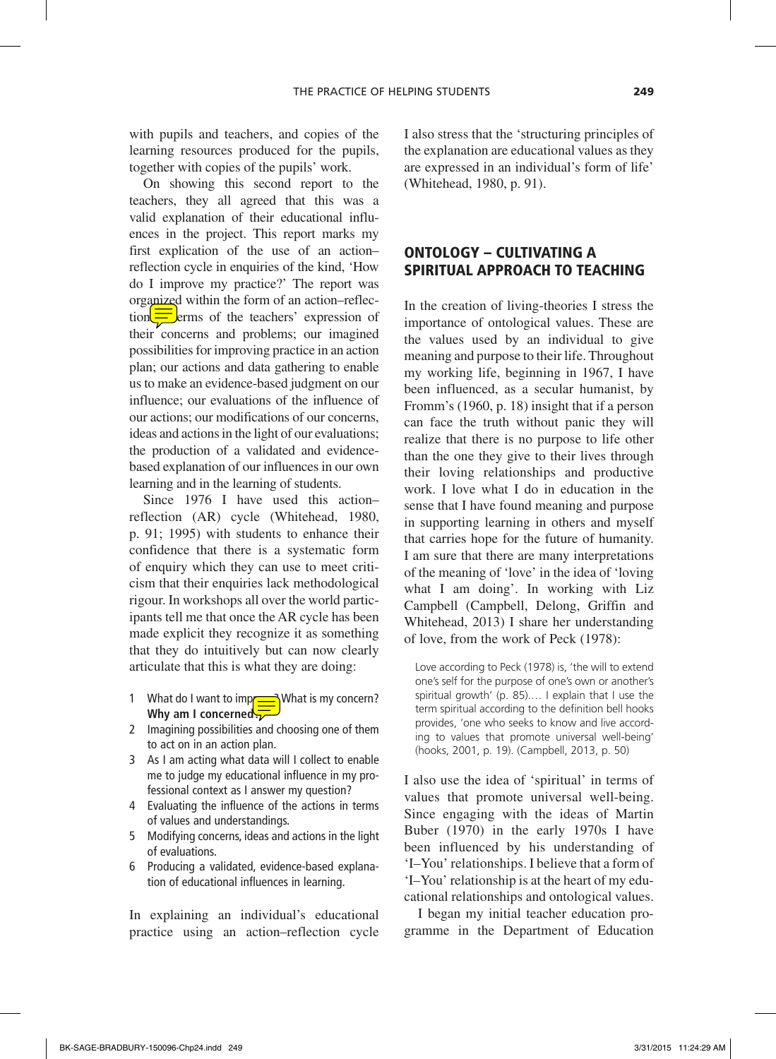with pupils and teachers, and copies of the learning resources produced for the pupils, together with copies of the pupils' work.

On showing this second report to the teachers, they all agreed that this was a valid explanation of their educational influences in the project. This report marks my first explication of the use of an action–reflection cycle in enquiries of the kind, 'How do I improve my practice?' The report was organized within the form of an action–reflection in terms of the teachers' expression of their concerns and problems; our imagined possibilities for improving practice in an action plan; our actions and data gathering to enable us to make an evidence-based judgment on our influence; our evaluations of the influence of our actions; our modifications of our concerns, ideas and actions in the light of our evaluations; the production of a validated and evidence-based explanation of our influences in our own learning and in the learning of students.

Since 1976 I have used this action–reflection (AR) cycle (Whitehead, 1980, p. 91; 1995) with students to enhance their confidence that there is a systematic form of enquiry which they can use to meet criticism that their enquiries lack methodological rigour. In workshops all over the world participants tell me that once the AR cycle has been made explicit they recognize it as something that they do intuitively but can now clearly articulate that this is what they are doing:

1. What do I want to improve? What is my concern? **Why am I concerned?**
2. Imagining possibilities and choosing one of them to act on in an action plan.
3. As I am acting what data will I collect to enable me to judge my educational influence in my professional context as I answer my question?
4. Evaluating the influence of the actions in terms of values and understandings.
5. Modifying concerns, ideas and actions in the light of evaluations.
6. Producing a validated, evidence-based explanation of educational influences in learning.

In explaining an individual's educational practice using an action–reflection cycle I also stress that the 'structuring principles of the explanation are educational values as they are expressed in an individual's form of life' (Whitehead, 1980, p. 91).

## ONTOLOGY – CULTIVATING A SPIRITUAL APPROACH TO TEACHING

In the creation of living-theories I stress the importance of ontological values. These are the values used by an individual to give meaning and purpose to their life. Throughout my working life, beginning in 1967, I have been influenced, as a secular humanist, by Fromm's (1960, p. 18) insight that if a person can face the truth without panic they will realize that there is no purpose to life other than the one they give to their lives through their loving relationships and productive work. I love what I do in education in the sense that I have found meaning and purpose in supporting learning in others and myself that carries hope for the future of humanity. I am sure that there are many interpretations of the meaning of 'love' in the idea of 'loving what I am doing'. In working with Liz Campbell (Campbell, Delong, Griffin and Whitehead, 2013) I share her understanding of love, from the work of Peck (1978):

> Love according to Peck (1978) is, 'the will to extend one's self for the purpose of one's own or another's spiritual growth' (p. 85).… I explain that I use the term spiritual according to the definition bell hooks provides, 'one who seeks to know and live according to values that promote universal well-being' (hooks, 2001, p. 19). (Campbell, 2013, p. 50)

I also use the idea of 'spiritual' in terms of values that promote universal well-being. Since engaging with the ideas of Martin Buber (1970) in the early 1970s I have been influenced by his understanding of 'I–You' relationships. I believe that a form of 'I–You' relationship is at the heart of my educational relationships and ontological values.

I began my initial teacher education programme in the Department of Education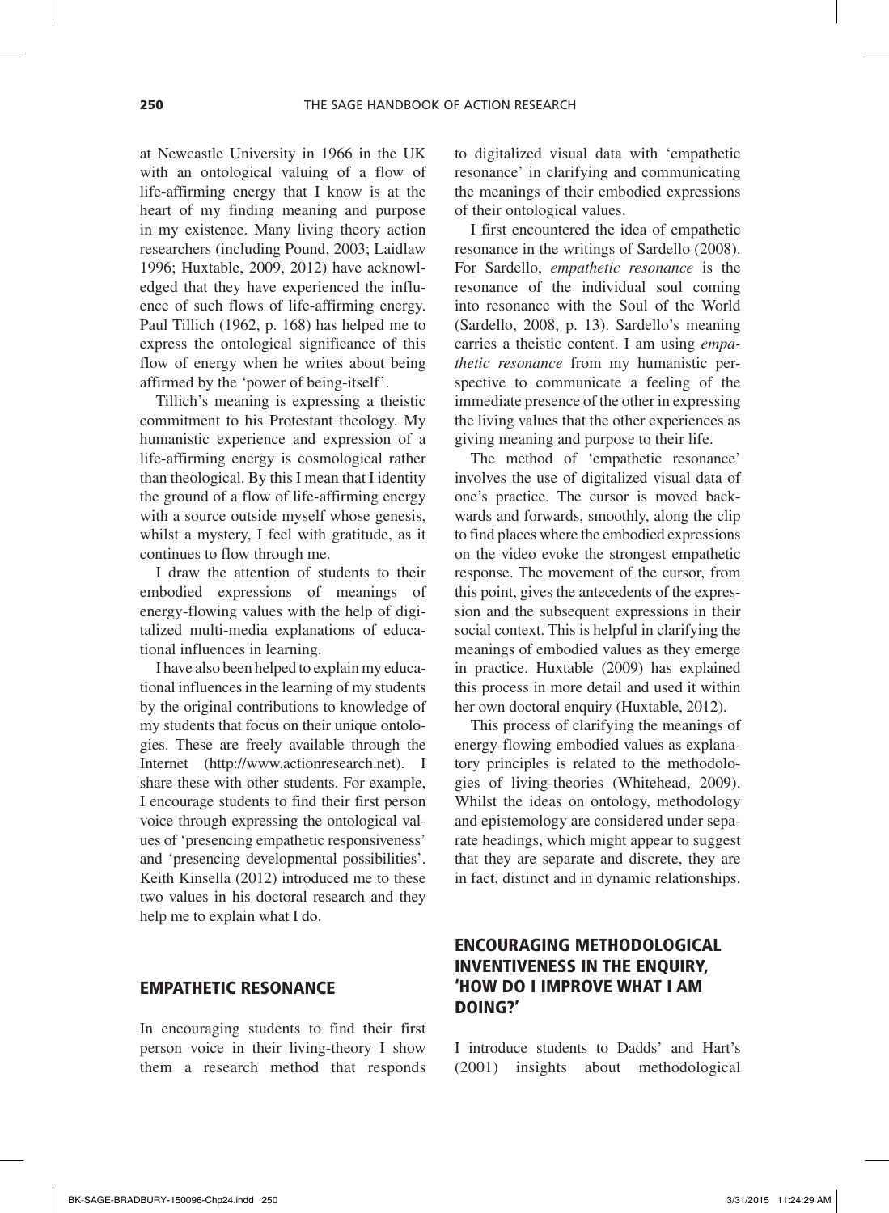at Newcastle University in 1966 in the UK with an ontological valuing of a flow of life-affirming energy that I know is at the heart of my finding meaning and purpose in my existence. Many living theory action researchers (including Pound, 2003; Laidlaw 1996; Huxtable, 2009, 2012) have acknowledged that they have experienced the influence of such flows of life-affirming energy. Paul Tillich (1962, p. 168) has helped me to express the ontological significance of this flow of energy when he writes about being affirmed by the 'power of being-itself'.

Tillich's meaning is expressing a theistic commitment to his Protestant theology. My humanistic experience and expression of a life-affirming energy is cosmological rather than theological. By this I mean that I identity the ground of a flow of life-affirming energy with a source outside myself whose genesis, whilst a mystery, I feel with gratitude, as it continues to flow through me.

I draw the attention of students to their embodied expressions of meanings of energy-flowing values with the help of digitalized multi-media explanations of educational influences in learning.

I have also been helped to explain my educational influences in the learning of my students by the original contributions to knowledge of my students that focus on their unique ontologies. These are freely available through the Internet (http://www.actionresearch.net). I share these with other students. For example, I encourage students to find their first person voice through expressing the ontological values of 'presencing empathetic responsiveness' and 'presencing developmental possibilities'. Keith Kinsella (2012) introduced me to these two values in his doctoral research and they help me to explain what I do.

## EMPATHETIC RESONANCE

In encouraging students to find their first person voice in their living-theory I show them a research method that responds to digitalized visual data with 'empathetic resonance' in clarifying and communicating the meanings of their embodied expressions of their ontological values.

I first encountered the idea of empathetic resonance in the writings of Sardello (2008). For Sardello, *empathetic resonance* is the resonance of the individual soul coming into resonance with the Soul of the World (Sardello, 2008, p. 13). Sardello's meaning carries a theistic content. I am using *empathetic resonance* from my humanistic perspective to communicate a feeling of the immediate presence of the other in expressing the living values that the other experiences as giving meaning and purpose to their life.

The method of 'empathetic resonance' involves the use of digitalized visual data of one's practice. The cursor is moved backwards and forwards, smoothly, along the clip to find places where the embodied expressions on the video evoke the strongest empathetic response. The movement of the cursor, from this point, gives the antecedents of the expression and the subsequent expressions in their social context. This is helpful in clarifying the meanings of embodied values as they emerge in practice. Huxtable (2009) has explained this process in more detail and used it within her own doctoral enquiry (Huxtable, 2012).

This process of clarifying the meanings of energy-flowing embodied values as explanatory principles is related to the methodologies of living-theories (Whitehead, 2009). Whilst the ideas on ontology, methodology and epistemology are considered under separate headings, which might appear to suggest that they are separate and discrete, they are in fact, distinct and in dynamic relationships.

## ENCOURAGING METHODOLOGICAL INVENTIVENESS IN THE ENQUIRY, 'HOW DO I IMPROVE WHAT I AM DOING?'

I introduce students to Dadds' and Hart's (2001) insights about methodological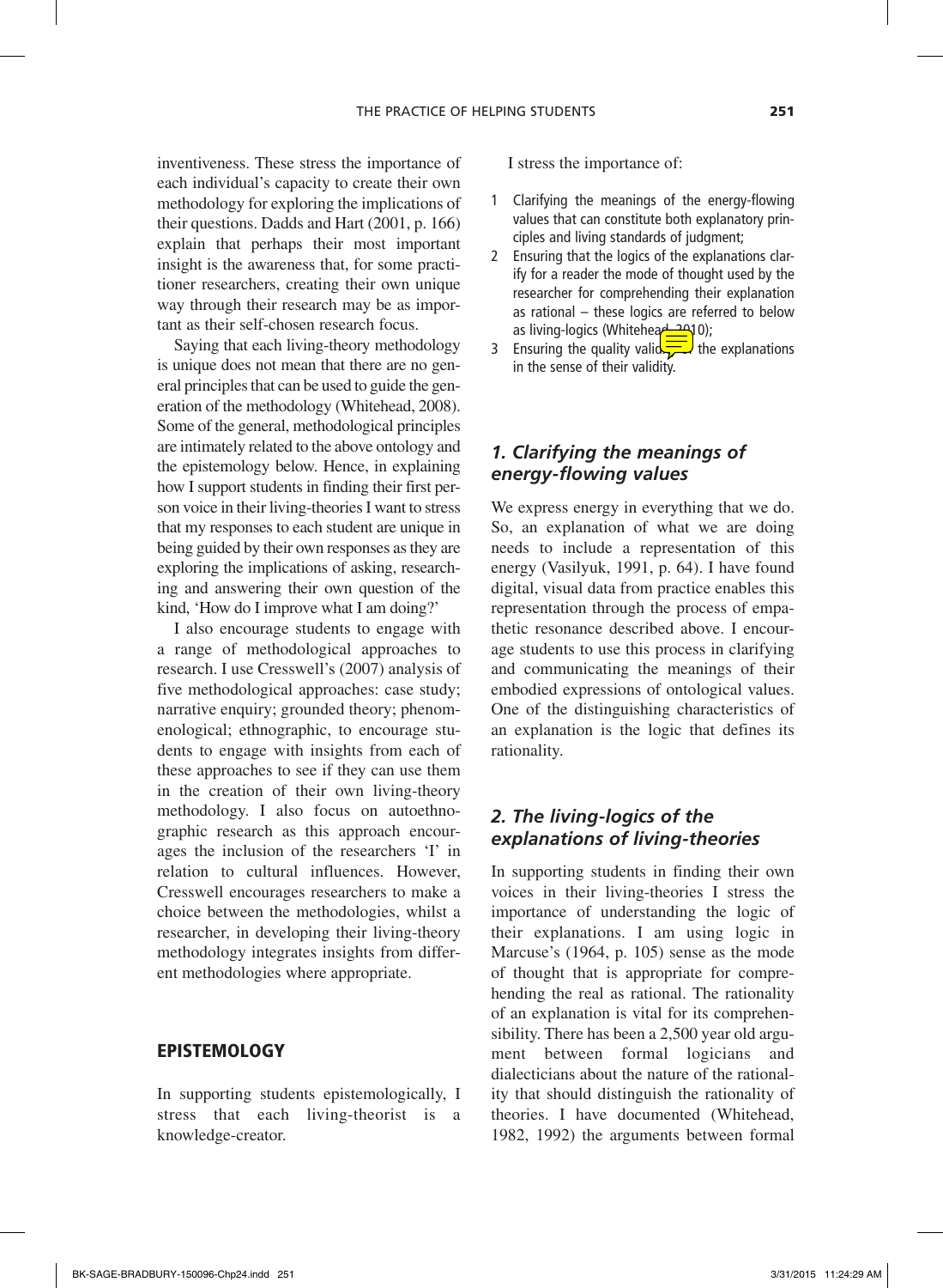inventiveness. These stress the importance of each individual's capacity to create their own methodology for exploring the implications of their questions. Dadds and Hart (2001, p. 166) explain that perhaps their most important insight is the awareness that, for some practitioner researchers, creating their own unique way through their research may be as important as their self-chosen research focus.

Saying that each living-theory methodology is unique does not mean that there are no general principles that can be used to guide the generation of the methodology (Whitehead, 2008). Some of the general, methodological principles are intimately related to the above ontology and the epistemology below. Hence, in explaining how I support students in finding their first person voice in their living-theories I want to stress that my responses to each student are unique in being guided by their own responses as they are exploring the implications of asking, researching and answering their own question of the kind, 'How do I improve what I am doing?'

I also encourage students to engage with a range of methodological approaches to research. I use Cresswell's (2007) analysis of five methodological approaches: case study; narrative enquiry; grounded theory; phenomenological; ethnographic, to encourage students to engage with insights from each of these approaches to see if they can use them in the creation of their own living-theory methodology. I also focus on autoethnographic research as this approach encourages the inclusion of the researchers 'I' in relation to cultural influences. However, Cresswell encourages researchers to make a choice between the methodologies, whilst a researcher, in developing their living-theory methodology integrates insights from different methodologies where appropriate.

## EPISTEMOLOGY

In supporting students epistemologically, I stress that each living-theorist is a knowledge-creator.

I stress the importance of:

1. Clarifying the meanings of the energy-flowing values that can constitute both explanatory principles and living standards of judgment;
2. Ensuring that the logics of the explanations clarify for a reader the mode of thought used by the researcher for comprehending their explanation as rational – these logics are referred to below as living-logics (Whitehead, 2010);
3. Ensuring the quality validity of the explanations in the sense of their validity.

### *1. Clarifying the meanings of energy-flowing values*

We express energy in everything that we do. So, an explanation of what we are doing needs to include a representation of this energy (Vasilyuk, 1991, p. 64). I have found digital, visual data from practice enables this representation through the process of empathetic resonance described above. I encourage students to use this process in clarifying and communicating the meanings of their embodied expressions of ontological values. One of the distinguishing characteristics of an explanation is the logic that defines its rationality.

### *2. The living-logics of the explanations of living-theories*

In supporting students in finding their own voices in their living-theories I stress the importance of understanding the logic of their explanations. I am using logic in Marcuse's (1964, p. 105) sense as the mode of thought that is appropriate for comprehending the real as rational. The rationality of an explanation is vital for its comprehensibility. There has been a 2,500 year old argument between formal logicians and dialecticians about the nature of the rationality that should distinguish the rationality of theories. I have documented (Whitehead, 1982, 1992) the arguments between formal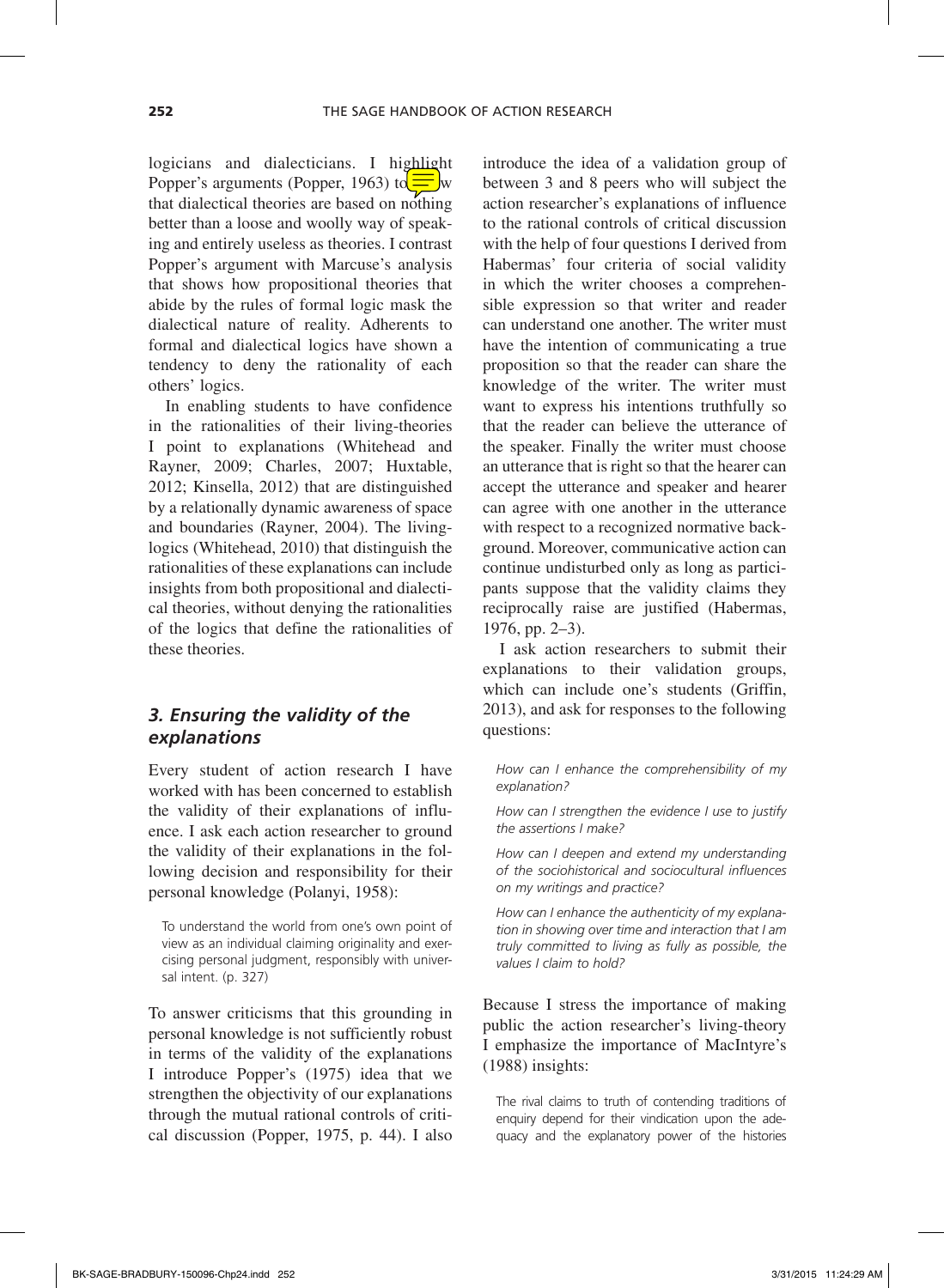logicians and dialecticians. I highlight Popper's arguments (Popper, 1963) to show that dialectical theories are based on nothing better than a loose and woolly way of speaking and entirely useless as theories. I contrast Popper's argument with Marcuse's analysis that shows how propositional theories that abide by the rules of formal logic mask the dialectical nature of reality. Adherents to formal and dialectical logics have shown a tendency to deny the rationality of each others' logics.

In enabling students to have confidence in the rationalities of their living-theories I point to explanations (Whitehead and Rayner, 2009; Charles, 2007; Huxtable, 2012; Kinsella, 2012) that are distinguished by a relationally dynamic awareness of space and boundaries (Rayner, 2004). The living-logics (Whitehead, 2010) that distinguish the rationalities of these explanations can include insights from both propositional and dialectical theories, without denying the rationalities of the logics that define the rationalities of these theories.

### *3. Ensuring the validity of the explanations*

Every student of action research I have worked with has been concerned to establish the validity of their explanations of influence. I ask each action researcher to ground the validity of their explanations in the following decision and responsibility for their personal knowledge (Polanyi, 1958):

> To understand the world from one's own point of view as an individual claiming originality and exercising personal judgment, responsibly with universal intent. (p. 327)

To answer criticisms that this grounding in personal knowledge is not sufficiently robust in terms of the validity of the explanations I introduce Popper's (1975) idea that we strengthen the objectivity of our explanations through the mutual rational controls of critical discussion (Popper, 1975, p. 44). I also introduce the idea of a validation group of between 3 and 8 peers who will subject the action researcher's explanations of influence to the rational controls of critical discussion with the help of four questions I derived from Habermas' four criteria of social validity in which the writer chooses a comprehensible expression so that writer and reader can understand one another. The writer must have the intention of communicating a true proposition so that the reader can share the knowledge of the writer. The writer must want to express his intentions truthfully so that the reader can believe the utterance of the speaker. Finally the writer must choose an utterance that is right so that the hearer can accept the utterance and speaker and hearer can agree with one another in the utterance with respect to a recognized normative background. Moreover, communicative action can continue undisturbed only as long as participants suppose that the validity claims they reciprocally raise are justified (Habermas, 1976, pp. 2–3).

I ask action researchers to submit their explanations to their validation groups, which can include one's students (Griffin, 2013), and ask for responses to the following questions:

> *How can I enhance the comprehensibility of my explanation?*
>
> *How can I strengthen the evidence I use to justify the assertions I make?*
>
> *How can I deepen and extend my understanding of the sociohistorical and sociocultural influences on my writings and practice?*
>
> *How can I enhance the authenticity of my explanation in showing over time and interaction that I am truly committed to living as fully as possible, the values I claim to hold?*

Because I stress the importance of making public the action researcher's living-theory I emphasize the importance of MacIntyre's (1988) insights:

> The rival claims to truth of contending traditions of enquiry depend for their vindication upon the adequacy and the explanatory power of the histories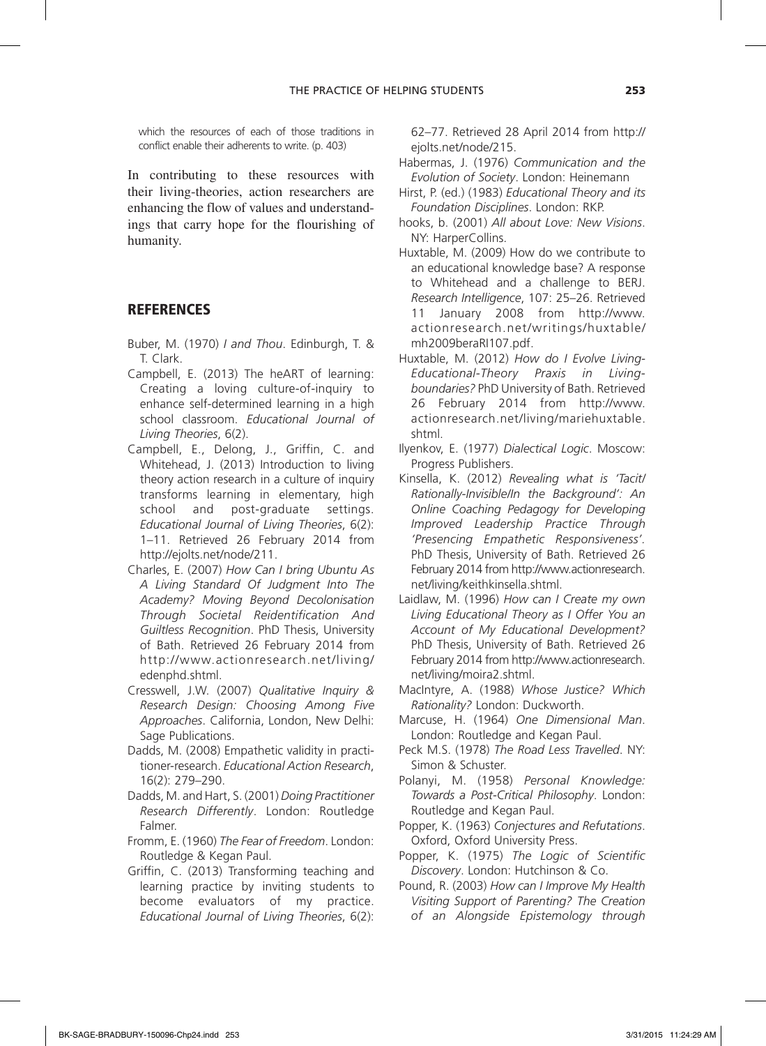which the resources of each of those traditions in conflict enable their adherents to write. (p. 403)

In contributing to these resources with their living-theories, action researchers are enhancing the flow of values and understandings that carry hope for the flourishing of humanity.

## REFERENCES

Buber, M. (1970) *I and Thou*. Edinburgh, T. & T. Clark.

Campbell, E. (2013) The heART of learning: Creating a loving culture-of-inquiry to enhance self-determined learning in a high school classroom. *Educational Journal of Living Theories*, 6(2).

Campbell, E., Delong, J., Griffin, C. and Whitehead, J. (2013) Introduction to living theory action research in a culture of inquiry transforms learning in elementary, high school and post-graduate settings. *Educational Journal of Living Theories*, 6(2): 1–11. Retrieved 26 February 2014 from http://ejolts.net/node/211.

Charles, E. (2007) *How Can I bring Ubuntu As A Living Standard Of Judgment Into The Academy? Moving Beyond Decolonisation Through Societal Reidentification And Guiltless Recognition*. PhD Thesis, University of Bath. Retrieved 26 February 2014 from http://www.actionresearch.net/living/edenphd.shtml.

Cresswell, J.W. (2007) *Qualitative Inquiry & Research Design: Choosing Among Five Approaches*. California, London, New Delhi: Sage Publications.

Dadds, M. (2008) Empathetic validity in practitioner-research. *Educational Action Research*, 16(2): 279–290.

Dadds, M. and Hart, S. (2001) *Doing Practitioner Research Differently*. London: Routledge Falmer.

Fromm, E. (1960) *The Fear of Freedom*. London: Routledge & Kegan Paul.

Griffin, C. (2013) Transforming teaching and learning practice by inviting students to become evaluators of my practice. *Educational Journal of Living Theories*, 6(2): 62–77. Retrieved 28 April 2014 from http://ejolts.net/node/215.

Habermas, J. (1976) *Communication and the Evolution of Society*. London: Heinemann

Hirst, P. (ed.) (1983) *Educational Theory and its Foundation Disciplines*. London: RKP.

hooks, b. (2001) *All about Love: New Visions*. NY: HarperCollins.

Huxtable, M. (2009) How do we contribute to an educational knowledge base? A response to Whitehead and a challenge to BERJ. *Research Intelligence*, 107: 25–26. Retrieved 11 January 2008 from http://www.actionresearch.net/writings/huxtable/mh2009beraRI107.pdf.

Huxtable, M. (2012) *How do I Evolve Living-Educational-Theory Praxis in Living-boundaries?* PhD University of Bath. Retrieved 26 February 2014 from http://www.actionresearch.net/living/mariehuxtable.shtml.

Ilyenkov, E. (1977) *Dialectical Logic*. Moscow: Progress Publishers.

Kinsella, K. (2012) *Revealing what is 'Tacit/Rationally-Invisible/In the Background': An Online Coaching Pedagogy for Developing Improved Leadership Practice Through 'Presencing Empathetic Responsiveness'*. PhD Thesis, University of Bath. Retrieved 26 February 2014 from http://www.actionresearch.net/living/keithkinsella.shtml.

Laidlaw, M. (1996) *How can I Create my own Living Educational Theory as I Offer You an Account of My Educational Development?* PhD Thesis, University of Bath. Retrieved 26 February 2014 from http://www.actionresearch.net/living/moira2.shtml.

MacIntyre, A. (1988) *Whose Justice? Which Rationality?* London: Duckworth.

Marcuse, H. (1964) *One Dimensional Man*. London: Routledge and Kegan Paul.

Peck M.S. (1978) *The Road Less Travelled*. NY: Simon & Schuster.

Polanyi, M. (1958) *Personal Knowledge: Towards a Post-Critical Philosophy*. London: Routledge and Kegan Paul.

Popper, K. (1963) *Conjectures and Refutations*. Oxford, Oxford University Press.

Popper, K. (1975) *The Logic of Scientific Discovery*. London: Hutchinson & Co.

Pound, R. (2003) *How can I Improve My Health Visiting Support of Parenting? The Creation of an Alongside Epistemology through*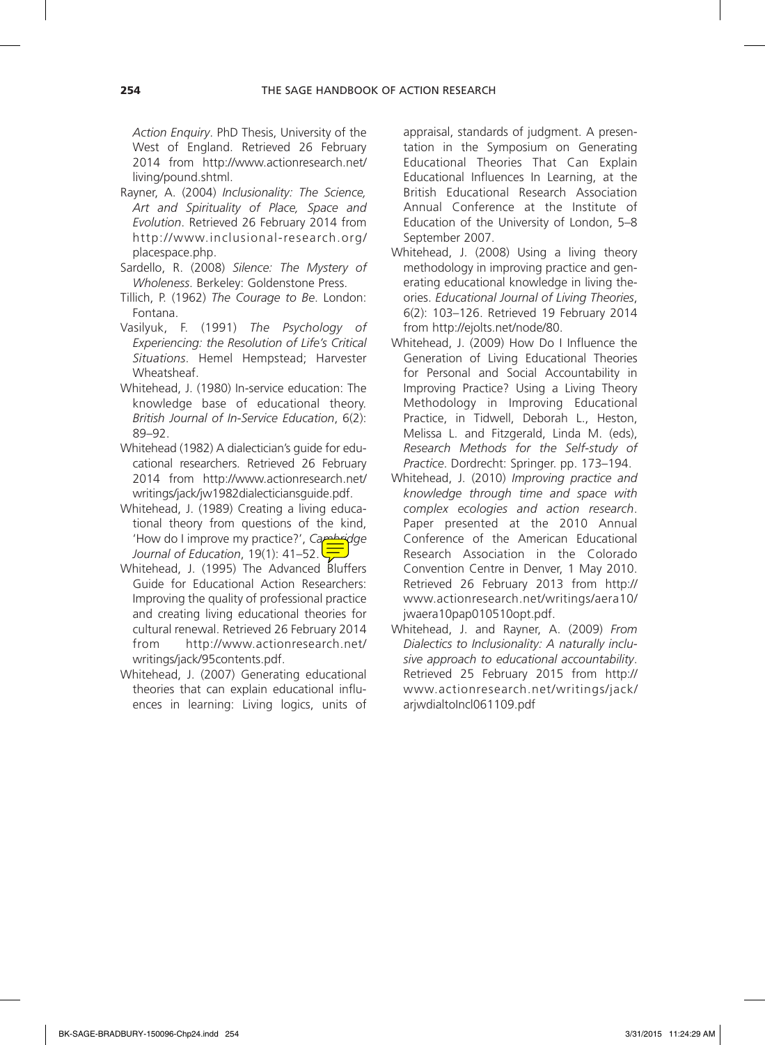*Action Enquiry*. PhD Thesis, University of the West of England. Retrieved 26 February 2014 from http://www.actionresearch.net/living/pound.shtml.

Rayner, A. (2004) *Inclusionality: The Science, Art and Spirituality of Place, Space and Evolution*. Retrieved 26 February 2014 from http://www.inclusional-research.org/placespace.php.

Sardello, R. (2008) *Silence: The Mystery of Wholeness*. Berkeley: Goldenstone Press.

Tillich, P. (1962) *The Courage to Be*. London: Fontana.

Vasilyuk, F. (1991) *The Psychology of Experiencing: the Resolution of Life's Critical Situations*. Hemel Hempstead; Harvester Wheatsheaf.

Whitehead, J. (1980) In-service education: The knowledge base of educational theory. *British Journal of In-Service Education*, 6(2): 89–92.

Whitehead (1982) A dialectician's guide for educational researchers. Retrieved 26 February 2014 from http://www.actionresearch.net/writings/jack/jw1982dialecticiansguide.pdf.

Whitehead, J. (1989) Creating a living educational theory from questions of the kind, 'How do I improve my practice?', *Cambridge Journal of Education*, 19(1): 41–52.

Whitehead, J. (1995) The Advanced Bluffers Guide for Educational Action Researchers: Improving the quality of professional practice and creating living educational theories for cultural renewal. Retrieved 26 February 2014 from http://www.actionresearch.net/writings/jack/95contents.pdf.

Whitehead, J. (2007) Generating educational theories that can explain educational influences in learning: Living logics, units of appraisal, standards of judgment. A presentation in the Symposium on Generating Educational Theories That Can Explain Educational Influences In Learning, at the British Educational Research Association Annual Conference at the Institute of Education of the University of London, 5–8 September 2007.

Whitehead, J. (2008) Using a living theory methodology in improving practice and generating educational knowledge in living theories. *Educational Journal of Living Theories*, 6(2): 103–126. Retrieved 19 February 2014 from http://ejolts.net/node/80.

Whitehead, J. (2009) How Do I Influence the Generation of Living Educational Theories for Personal and Social Accountability in Improving Practice? Using a Living Theory Methodology in Improving Educational Practice, in Tidwell, Deborah L., Heston, Melissa L. and Fitzgerald, Linda M. (eds), *Research Methods for the Self-study of Practice*. Dordrecht: Springer. pp. 173–194.

Whitehead, J. (2010) *Improving practice and knowledge through time and space with complex ecologies and action research*. Paper presented at the 2010 Annual Conference of the American Educational Research Association in the Colorado Convention Centre in Denver, 1 May 2010. Retrieved 26 February 2013 from http://www.actionresearch.net/writings/aera10/jwaera10pap010510opt.pdf.

Whitehead, J. and Rayner, A. (2009) *From Dialectics to Inclusionality: A naturally inclusive approach to educational accountability*. Retrieved 25 February 2015 from http://www.actionresearch.net/writings/jack/arjwdialtoIncl061109.pdf